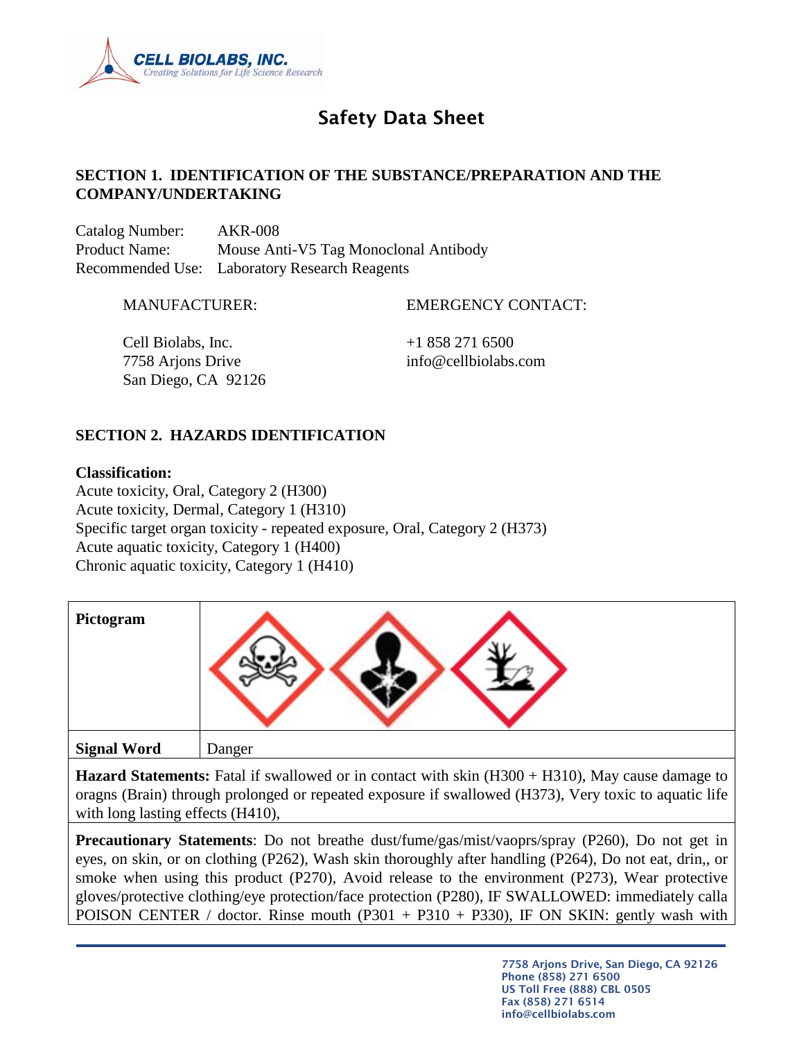# Safety Data Sheet

## SECTION 1. IDENTIFICATION OF THE SUBSTANCE/PREPARATION AND THE COMPANY/UNDERTAKING

Catalog Number: AKR-008
Product Name: Mouse Anti-V5 Tag Monoclonal Antibody
Recommended Use: Laboratory Research Reagents

MANUFACTURER:

Cell Biolabs, Inc.
7758 Arjons Drive
San Diego, CA 92126

EMERGENCY CONTACT:

+1 858 271 6500
info@cellbiolabs.com

## SECTION 2. HAZARDS IDENTIFICATION

**Classification:**
Acute toxicity, Oral, Category 2 (H300)
Acute toxicity, Dermal, Category 1 (H310)
Specific target organ toxicity - repeated exposure, Oral, Category 2 (H373)
Acute aquatic toxicity, Category 1 (H400)
Chronic aquatic toxicity, Category 1 (H410)

| | |
|---|---|
| **Pictogram** | |
| **Signal Word** | Danger |

**Hazard Statements:** Fatal if swallowed or in contact with skin (H300 + H310), May cause damage to oragns (Brain) through prolonged or repeated exposure if swallowed (H373), Very toxic to aquatic life with long lasting effects (H410),

**Precautionary Statements**: Do not breathe dust/fume/gas/mist/vaoprs/spray (P260), Do not get in eyes, on skin, or on clothing (P262), Wash skin thoroughly after handling (P264), Do not eat, drin,, or smoke when using this product (P270), Avoid release to the environment (P273), Wear protective gloves/protective clothing/eye protection/face protection (P280), IF SWALLOWED: immediately calla POISON CENTER / doctor. Rinse mouth (P301 + P310 + P330), IF ON SKIN: gently wash with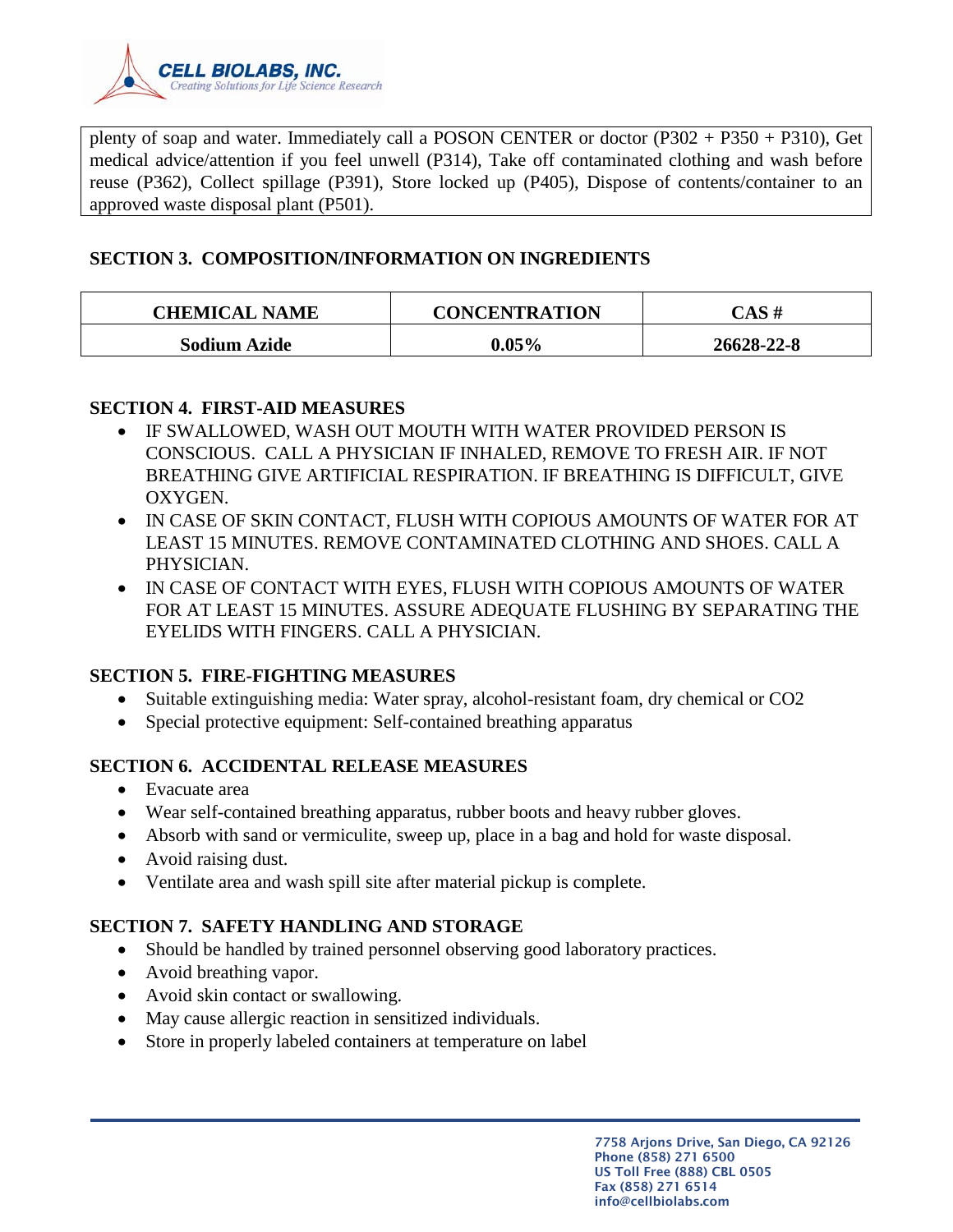plenty of soap and water. Immediately call a POSON CENTER or doctor (P302 + P350 + P310), Get medical advice/attention if you feel unwell (P314), Take off contaminated clothing and wash before reuse (P362), Collect spillage (P391), Store locked up (P405), Dispose of contents/container to an approved waste disposal plant (P501).

## SECTION 3. COMPOSITION/INFORMATION ON INGREDIENTS

| CHEMICAL NAME | CONCENTRATION | CAS # |
|---|---|---|
| **Sodium Azide** | **0.05%** | **26628-22-8** |

## SECTION 4. FIRST-AID MEASURES

- IF SWALLOWED, WASH OUT MOUTH WITH WATER PROVIDED PERSON IS CONSCIOUS. CALL A PHYSICIAN IF INHALED, REMOVE TO FRESH AIR. IF NOT BREATHING GIVE ARTIFICIAL RESPIRATION. IF BREATHING IS DIFFICULT, GIVE OXYGEN.
- IN CASE OF SKIN CONTACT, FLUSH WITH COPIOUS AMOUNTS OF WATER FOR AT LEAST 15 MINUTES. REMOVE CONTAMINATED CLOTHING AND SHOES. CALL A PHYSICIAN.
- IN CASE OF CONTACT WITH EYES, FLUSH WITH COPIOUS AMOUNTS OF WATER FOR AT LEAST 15 MINUTES. ASSURE ADEQUATE FLUSHING BY SEPARATING THE EYELIDS WITH FINGERS. CALL A PHYSICIAN.

## SECTION 5. FIRE-FIGHTING MEASURES

- Suitable extinguishing media: Water spray, alcohol-resistant foam, dry chemical or CO2
- Special protective equipment: Self-contained breathing apparatus

## SECTION 6. ACCIDENTAL RELEASE MEASURES

- Evacuate area
- Wear self-contained breathing apparatus, rubber boots and heavy rubber gloves.
- Absorb with sand or vermiculite, sweep up, place in a bag and hold for waste disposal.
- Avoid raising dust.
- Ventilate area and wash spill site after material pickup is complete.

## SECTION 7. SAFETY HANDLING AND STORAGE

- Should be handled by trained personnel observing good laboratory practices.
- Avoid breathing vapor.
- Avoid skin contact or swallowing.
- May cause allergic reaction in sensitized individuals.
- Store in properly labeled containers at temperature on label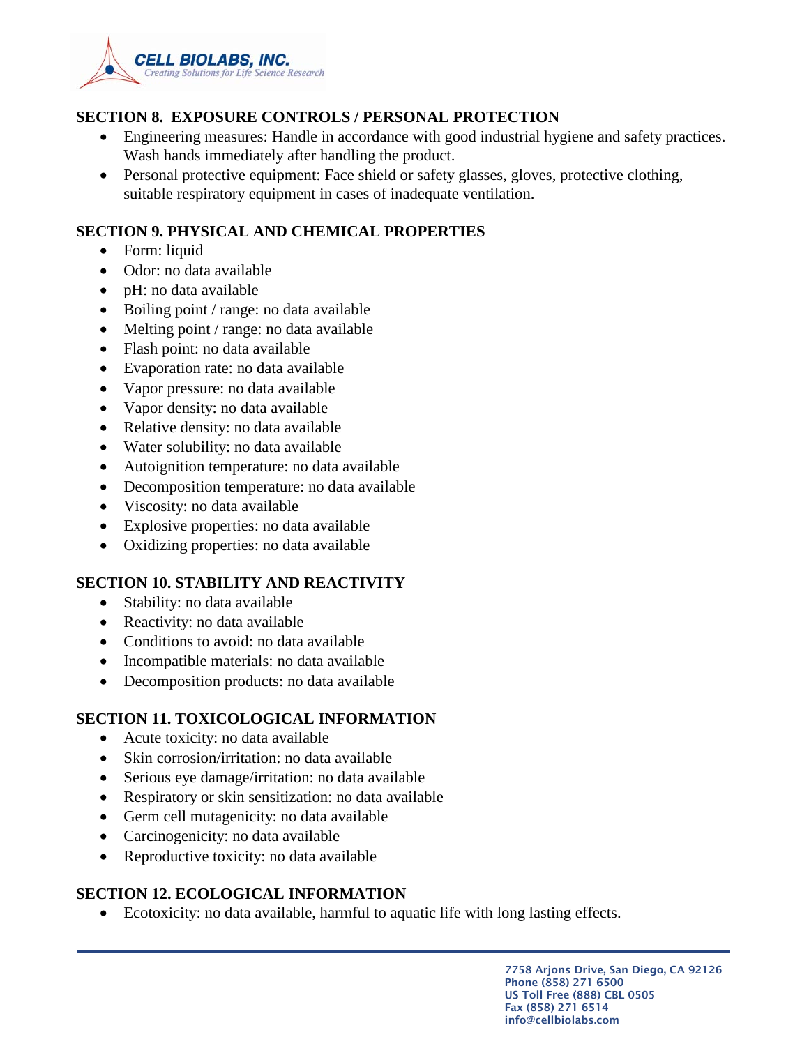## SECTION 8. EXPOSURE CONTROLS / PERSONAL PROTECTION

- Engineering measures: Handle in accordance with good industrial hygiene and safety practices. Wash hands immediately after handling the product.
- Personal protective equipment: Face shield or safety glasses, gloves, protective clothing, suitable respiratory equipment in cases of inadequate ventilation.

## SECTION 9. PHYSICAL AND CHEMICAL PROPERTIES

- Form: liquid
- Odor: no data available
- pH: no data available
- Boiling point / range: no data available
- Melting point / range: no data available
- Flash point: no data available
- Evaporation rate: no data available
- Vapor pressure: no data available
- Vapor density: no data available
- Relative density: no data available
- Water solubility: no data available
- Autoignition temperature: no data available
- Decomposition temperature: no data available
- Viscosity: no data available
- Explosive properties: no data available
- Oxidizing properties: no data available

## SECTION 10. STABILITY AND REACTIVITY

- Stability: no data available
- Reactivity: no data available
- Conditions to avoid: no data available
- Incompatible materials: no data available
- Decomposition products: no data available

## SECTION 11. TOXICOLOGICAL INFORMATION

- Acute toxicity: no data available
- Skin corrosion/irritation: no data available
- Serious eye damage/irritation: no data available
- Respiratory or skin sensitization: no data available
- Germ cell mutagenicity: no data available
- Carcinogenicity: no data available
- Reproductive toxicity: no data available

## SECTION 12. ECOLOGICAL INFORMATION

- Ecotoxicity: no data available, harmful to aquatic life with long lasting effects.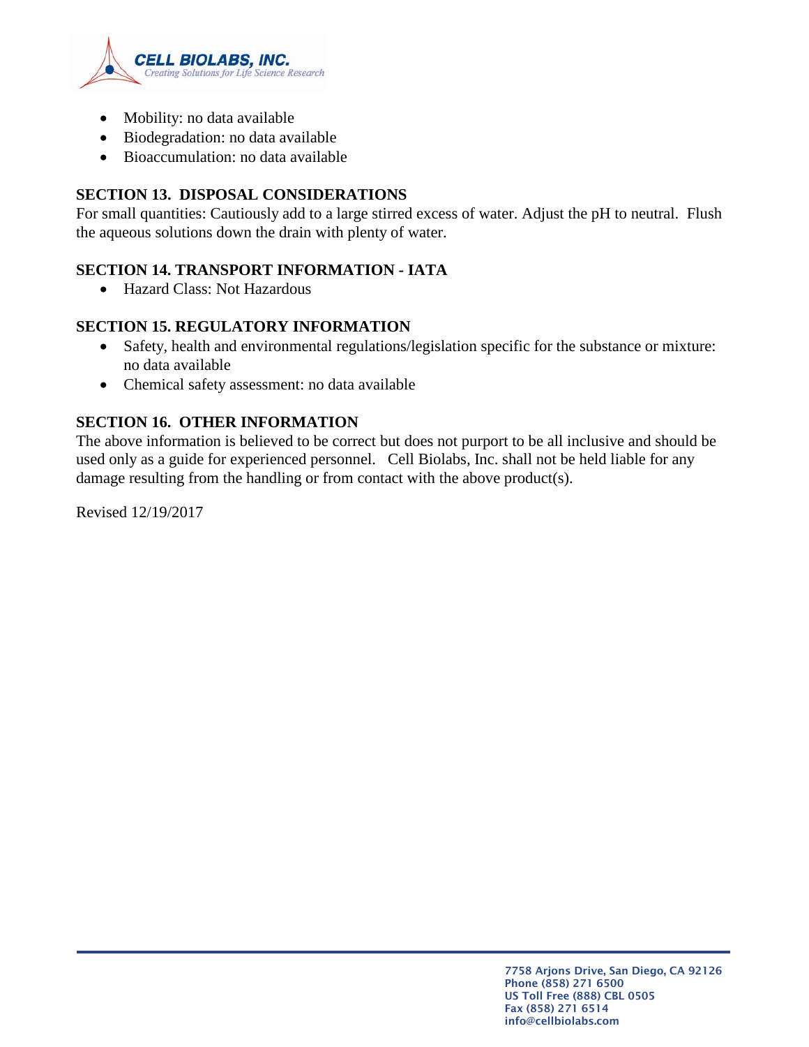- Mobility: no data available
- Biodegradation: no data available
- Bioaccumulation: no data available

## SECTION 13. DISPOSAL CONSIDERATIONS

For small quantities: Cautiously add to a large stirred excess of water. Adjust the pH to neutral. Flush the aqueous solutions down the drain with plenty of water.

## SECTION 14. TRANSPORT INFORMATION - IATA

- Hazard Class: Not Hazardous

## SECTION 15. REGULATORY INFORMATION

- Safety, health and environmental regulations/legislation specific for the substance or mixture: no data available
- Chemical safety assessment: no data available

## SECTION 16. OTHER INFORMATION

The above information is believed to be correct but does not purport to be all inclusive and should be used only as a guide for experienced personnel. Cell Biolabs, Inc. shall not be held liable for any damage resulting from the handling or from contact with the above product(s).

Revised 12/19/2017